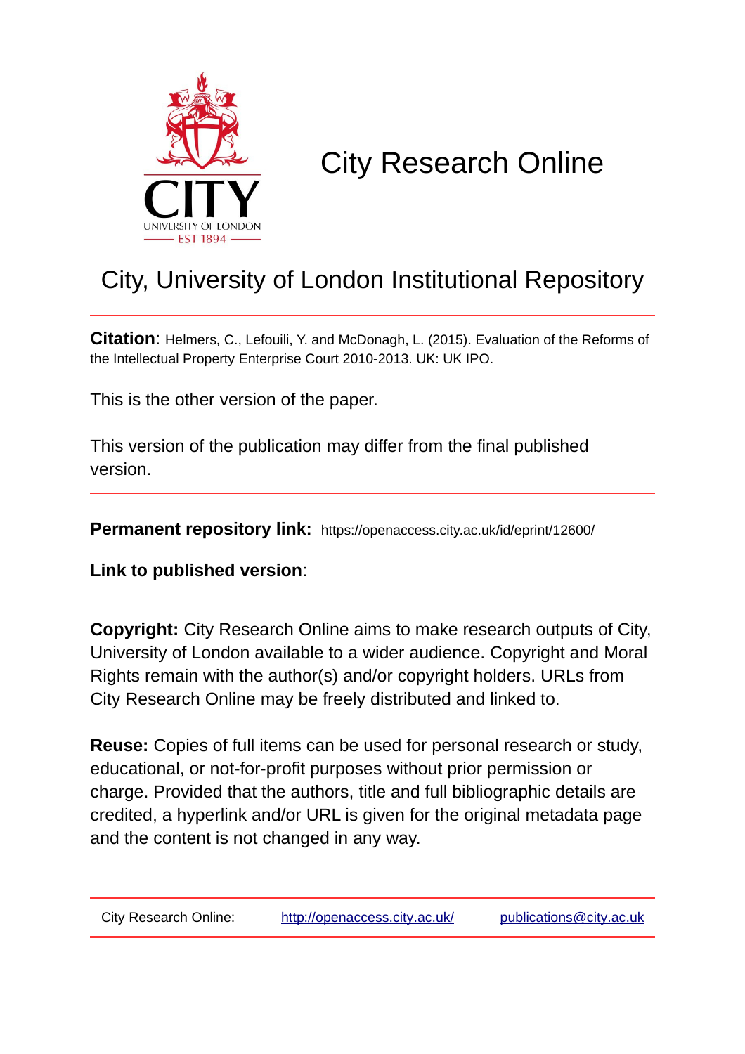# City Research Online

## City, University of London Institutional Repository

**Citation**: Helmers, C., Lefouili, Y. and McDonagh, L. (2015). Evaluation of the Reforms of the Intellectual Property Enterprise Court 2010-2013. UK: UK IPO.

This is the other version of the paper.

This version of the publication may differ from the final published version.

**Permanent repository link:** https://openaccess.city.ac.uk/id/eprint/12600/

**Link to published version**:

**Copyright:** City Research Online aims to make research outputs of City, University of London available to a wider audience. Copyright and Moral Rights remain with the author(s) and/or copyright holders. URLs from City Research Online may be freely distributed and linked to.

**Reuse:** Copies of full items can be used for personal research or study, educational, or not-for-profit purposes without prior permission or charge. Provided that the authors, title and full bibliographic details are credited, a hyperlink and/or URL is given for the original metadata page and the content is not changed in any way.

City Research Online: http://openaccess.city.ac.uk/ publications@city.ac.uk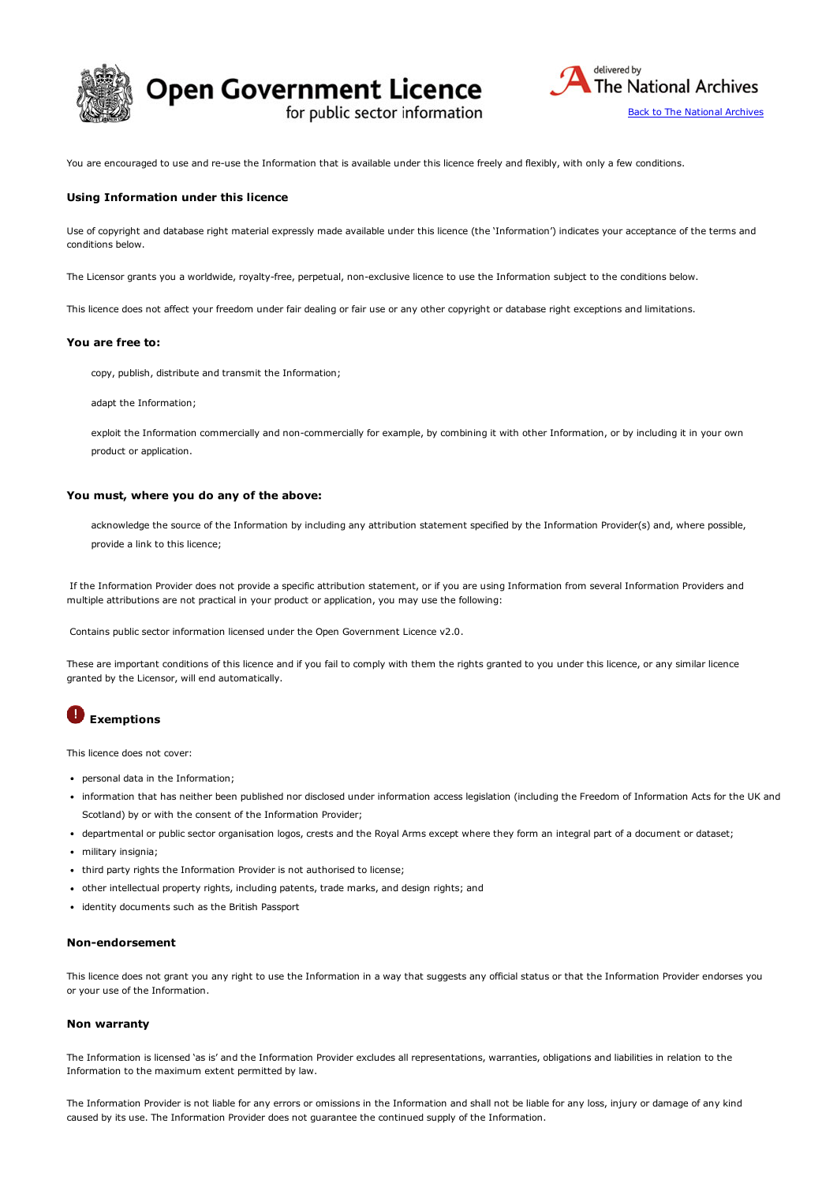# Open Government Licence

for public sector information

delivered by The National Archives

[Back to The National Archives]

You are encouraged to use and re-use the Information that is available under this licence freely and flexibly, with only a few conditions.

### Using Information under this licence

Use of copyright and database right material expressly made available under this licence (the 'Information') indicates your acceptance of the terms and conditions below.

The Licensor grants you a worldwide, royalty-free, perpetual, non-exclusive licence to use the Information subject to the conditions below.

This licence does not affect your freedom under fair dealing or fair use or any other copyright or database right exceptions and limitations.

### You are free to:

copy, publish, distribute and transmit the Information;

adapt the Information;

exploit the Information commercially and non-commercially for example, by combining it with other Information, or by including it in your own product or application.

### You must, where you do any of the above:

acknowledge the source of the Information by including any attribution statement specified by the Information Provider(s) and, where possible, provide a link to this licence;

If the Information Provider does not provide a specific attribution statement, or if you are using Information from several Information Providers and multiple attributions are not practical in your product or application, you may use the following:

Contains public sector information licensed under the Open Government Licence v2.0.

These are important conditions of this licence and if you fail to comply with them the rights granted to you under this licence, or any similar licence granted by the Licensor, will end automatically.

### Exemptions

This licence does not cover:

- personal data in the Information;
- information that has neither been published nor disclosed under information access legislation (including the Freedom of Information Acts for the UK and Scotland) by or with the consent of the Information Provider;
- departmental or public sector organisation logos, crests and the Royal Arms except where they form an integral part of a document or dataset;
- military insignia;
- third party rights the Information Provider is not authorised to license;
- other intellectual property rights, including patents, trade marks, and design rights; and
- identity documents such as the British Passport

### Non-endorsement

This licence does not grant you any right to use the Information in a way that suggests any official status or that the Information Provider endorses you or your use of the Information.

### Non warranty

The Information is licensed 'as is' and the Information Provider excludes all representations, warranties, obligations and liabilities in relation to the Information to the maximum extent permitted by law.

The Information Provider is not liable for any errors or omissions in the Information and shall not be liable for any loss, injury or damage of any kind caused by its use. The Information Provider does not guarantee the continued supply of the Information.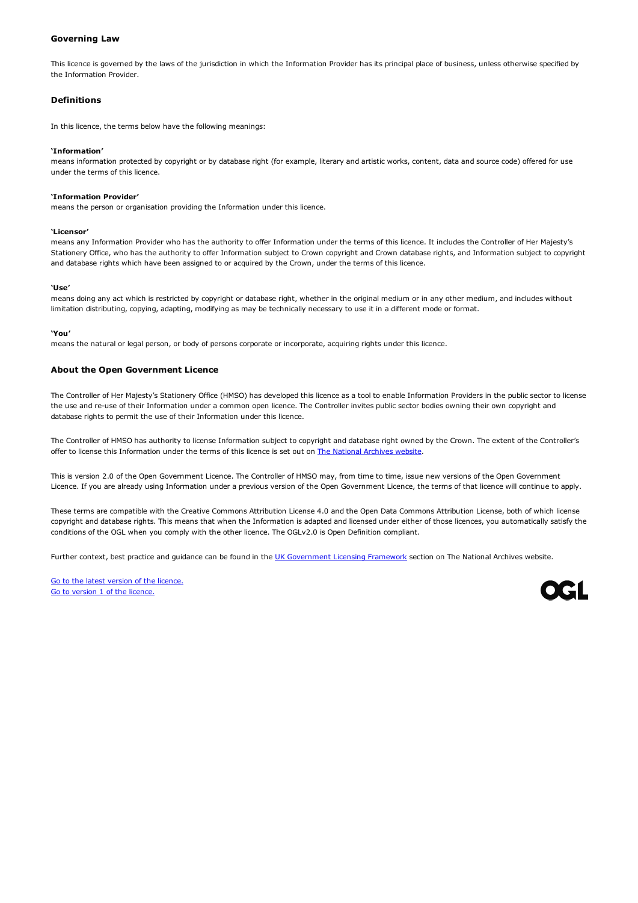## Governing Law

This licence is governed by the laws of the jurisdiction in which the Information Provider has its principal place of business, unless otherwise specified by the Information Provider.

## Definitions

In this licence, the terms below have the following meanings:

**'Information'**
means information protected by copyright or by database right (for example, literary and artistic works, content, data and source code) offered for use under the terms of this licence.

**'Information Provider'**
means the person or organisation providing the Information under this licence.

**'Licensor'**
means any Information Provider who has the authority to offer Information under the terms of this licence. It includes the Controller of Her Majesty's Stationery Office, who has the authority to offer Information subject to Crown copyright and Crown database rights, and Information subject to copyright and database rights which have been assigned to or acquired by the Crown, under the terms of this licence.

**'Use'**
means doing any act which is restricted by copyright or database right, whether in the original medium or in any other medium, and includes without limitation distributing, copying, adapting, modifying as may be technically necessary to use it in a different mode or format.

**'You'**
means the natural or legal person, or body of persons corporate or incorporate, acquiring rights under this licence.

## About the Open Government Licence

The Controller of Her Majesty's Stationery Office (HMSO) has developed this licence as a tool to enable Information Providers in the public sector to license the use and re-use of their Information under a common open licence. The Controller invites public sector bodies owning their own copyright and database rights to permit the use of their Information under this licence.

The Controller of HMSO has authority to license Information subject to copyright and database right owned by the Crown. The extent of the Controller's offer to license this Information under the terms of this licence is set out on The National Archives website.

This is version 2.0 of the Open Government Licence. The Controller of HMSO may, from time to time, issue new versions of the Open Government Licence. If you are already using Information under a previous version of the Open Government Licence, the terms of that licence will continue to apply.

These terms are compatible with the Creative Commons Attribution License 4.0 and the Open Data Commons Attribution License, both of which license copyright and database rights. This means that when the Information is adapted and licensed under either of those licences, you automatically satisfy the conditions of the OGL when you comply with the other licence. The OGLv2.0 is Open Definition compliant.

Further context, best practice and guidance can be found in the UK Government Licensing Framework section on The National Archives website.

Go to the latest version of the licence.
Go to version 1 of the licence.

OGL